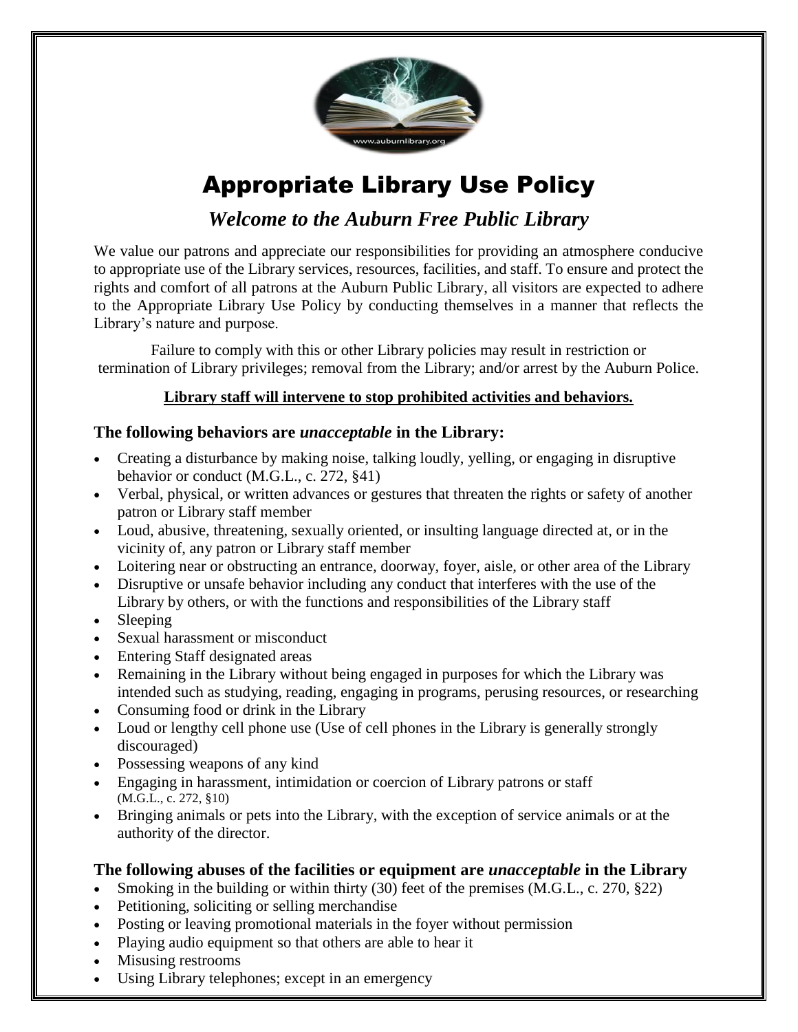# Appropriate Library Use Policy

## *Welcome to the Auburn Free Public Library*

We value our patrons and appreciate our responsibilities for providing an atmosphere conducive to appropriate use of the Library services, resources, facilities, and staff. To ensure and protect the rights and comfort of all patrons at the Auburn Public Library, all visitors are expected to adhere to the Appropriate Library Use Policy by conducting themselves in a manner that reflects the Library's nature and purpose.

Failure to comply with this or other Library policies may result in restriction or termination of Library privileges; removal from the Library; and/or arrest by the Auburn Police.

**Library staff will intervene to stop prohibited activities and behaviors.**

### The following behaviors are *unacceptable* in the Library:

- Creating a disturbance by making noise, talking loudly, yelling, or engaging in disruptive behavior or conduct (M.G.L., c. 272, §41)
- Verbal, physical, or written advances or gestures that threaten the rights or safety of another patron or Library staff member
- Loud, abusive, threatening, sexually oriented, or insulting language directed at, or in the vicinity of, any patron or Library staff member
- Loitering near or obstructing an entrance, doorway, foyer, aisle, or other area of the Library
- Disruptive or unsafe behavior including any conduct that interferes with the use of the Library by others, or with the functions and responsibilities of the Library staff
- Sleeping
- Sexual harassment or misconduct
- Entering Staff designated areas
- Remaining in the Library without being engaged in purposes for which the Library was intended such as studying, reading, engaging in programs, perusing resources, or researching
- Consuming food or drink in the Library
- Loud or lengthy cell phone use (Use of cell phones in the Library is generally strongly discouraged)
- Possessing weapons of any kind
- Engaging in harassment, intimidation or coercion of Library patrons or staff (M.G.L., c. 272, §10)
- Bringing animals or pets into the Library, with the exception of service animals or at the authority of the director.

### The following abuses of the facilities or equipment are *unacceptable* in the Library

- Smoking in the building or within thirty (30) feet of the premises (M.G.L., c. 270, §22)
- Petitioning, soliciting or selling merchandise
- Posting or leaving promotional materials in the foyer without permission
- Playing audio equipment so that others are able to hear it
- Misusing restrooms
- Using Library telephones; except in an emergency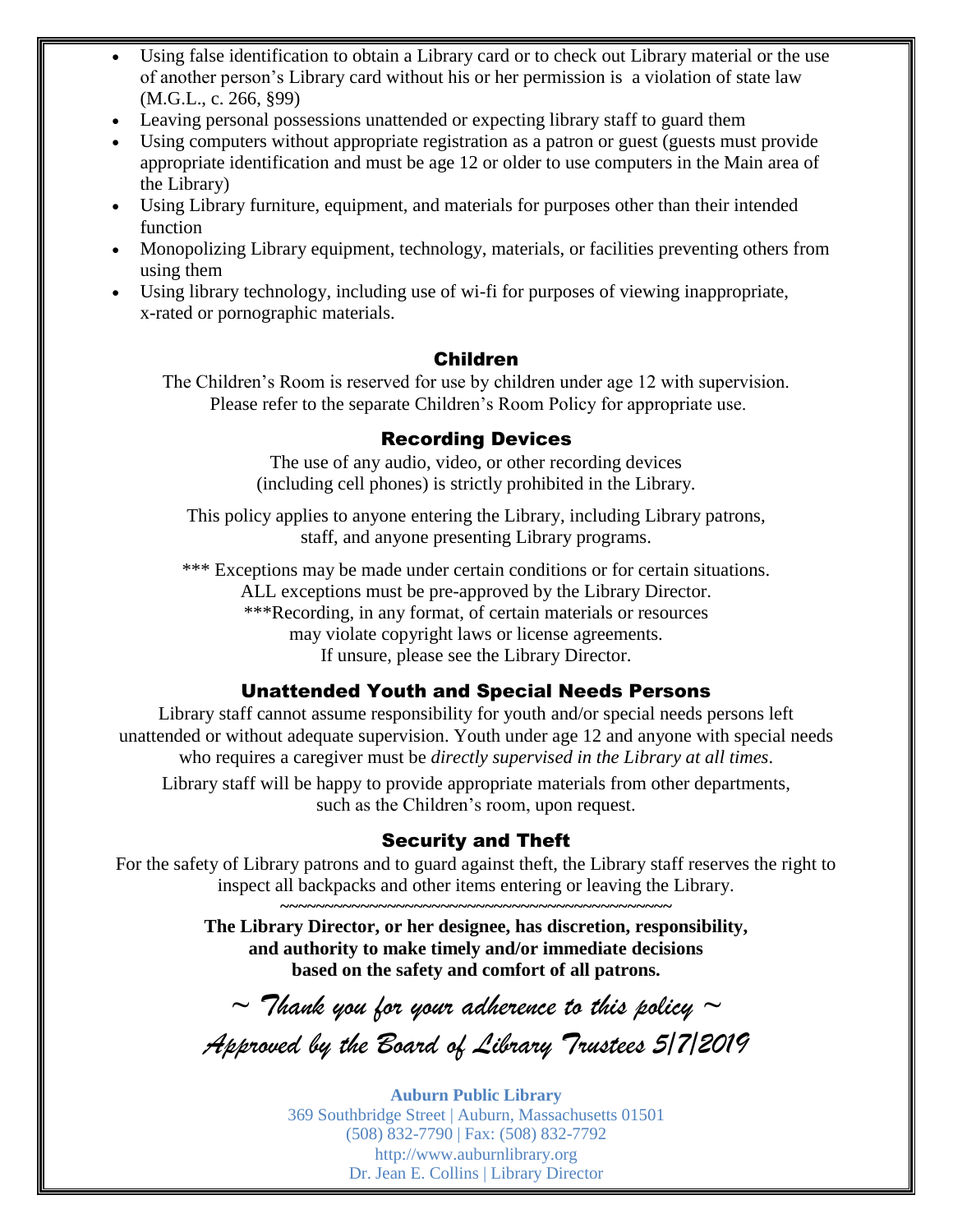- Using false identification to obtain a Library card or to check out Library material or the use of another person's Library card without his or her permission is a violation of state law (M.G.L., c. 266, §99)
- Leaving personal possessions unattended or expecting library staff to guard them
- Using computers without appropriate registration as a patron or guest (guests must provide appropriate identification and must be age 12 or older to use computers in the Main area of the Library)
- Using Library furniture, equipment, and materials for purposes other than their intended function
- Monopolizing Library equipment, technology, materials, or facilities preventing others from using them
- Using library technology, including use of wi-fi for purposes of viewing inappropriate, x-rated or pornographic materials.

## Children

The Children's Room is reserved for use by children under age 12 with supervision. Please refer to the separate Children's Room Policy for appropriate use.

## Recording Devices

The use of any audio, video, or other recording devices (including cell phones) is strictly prohibited in the Library.

This policy applies to anyone entering the Library, including Library patrons, staff, and anyone presenting Library programs.

*** Exceptions may be made under certain conditions or for certain situations. ALL exceptions must be pre-approved by the Library Director.
***Recording, in any format, of certain materials or resources may violate copyright laws or license agreements. If unsure, please see the Library Director.

## Unattended Youth and Special Needs Persons

Library staff cannot assume responsibility for youth and/or special needs persons left unattended or without adequate supervision. Youth under age 12 and anyone with special needs who requires a caregiver must be *directly supervised in the Library at all times*.

Library staff will be happy to provide appropriate materials from other departments, such as the Children's room, upon request.

## Security and Theft

For the safety of Library patrons and to guard against theft, the Library staff reserves the right to inspect all backpacks and other items entering or leaving the Library.

~~~~~~~~~~~~~~~~~~~~~~~~~~~~~~~~~~~~~~~~~~~~~~~~~~~~

**The Library Director, or her designee, has discretion, responsibility, and authority to make timely and/or immediate decisions based on the safety and comfort of all patrons.**

*~ Thank you for your adherence to this policy ~*

*Approved by the Board of Library Trustees 5/7/2019*

**Auburn Public Library**
369 Southbridge Street | Auburn, Massachusetts 01501
(508) 832-7790 | Fax: (508) 832-7792
http://www.auburnlibrary.org
Dr. Jean E. Collins | Library Director